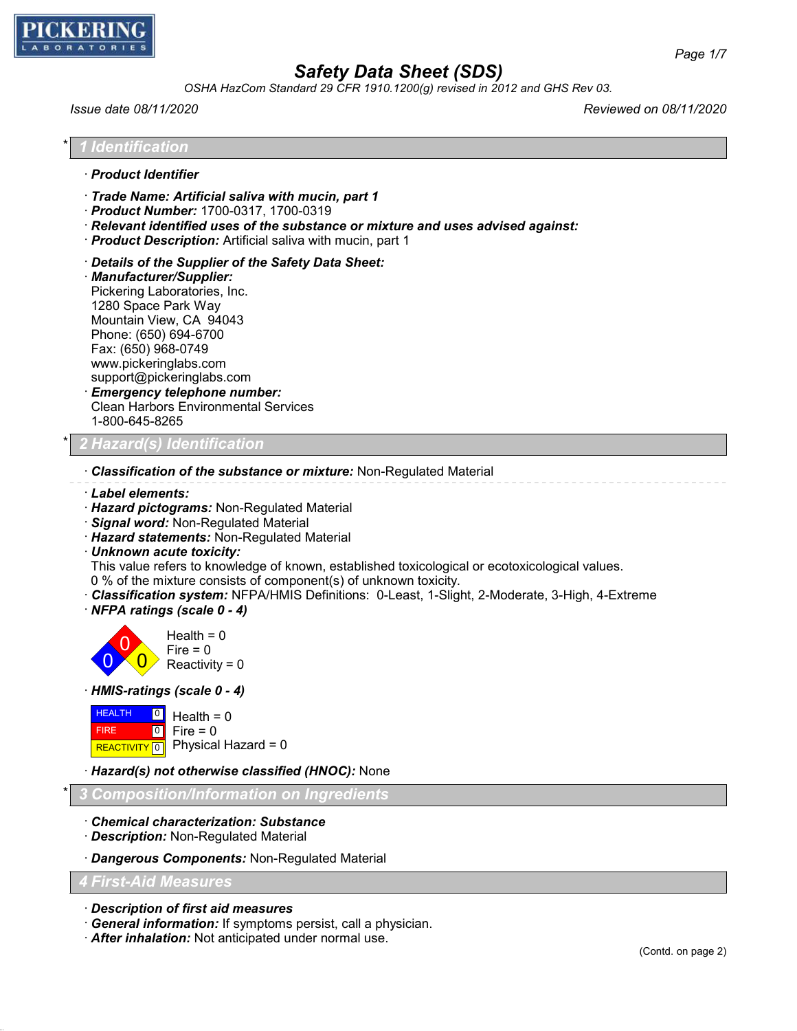PICKERING LABORATORIES

# Safety Data Sheet (SDS)

*OSHA HazCom Standard 29 CFR 1910.1200(g) revised in 2012 and GHS Rev 03.*

*Issue date 08/11/2020* *Reviewed on 08/11/2020*

## * 1 Identification

· **Product Identifier**

· **Trade Name: Artificial saliva with mucin, part 1**
· **Product Number:** 1700-0317, 1700-0319
· **Relevant identified uses of the substance or mixture and uses advised against:**
· **Product Description:** Artificial saliva with mucin, part 1

· **Details of the Supplier of the Safety Data Sheet:**
· **Manufacturer/Supplier:**
Pickering Laboratories, Inc.
1280 Space Park Way
Mountain View, CA 94043
Phone: (650) 694-6700
Fax: (650) 968-0749
www.pickeringlabs.com
support@pickeringlabs.com
· **Emergency telephone number:**
Clean Harbors Environmental Services
1-800-645-8265

## * 2 Hazard(s) Identification

· **Classification of the substance or mixture:** Non-Regulated Material

· **Label elements:**
· **Hazard pictograms:** Non-Regulated Material
· **Signal word:** Non-Regulated Material
· **Hazard statements:** Non-Regulated Material
· **Unknown acute toxicity:**
This value refers to knowledge of known, established toxicological or ecotoxicological values.
0 % of the mixture consists of component(s) of unknown toxicity.
· **Classification system:** NFPA/HMIS Definitions: 0-Least, 1-Slight, 2-Moderate, 3-High, 4-Extreme
· **NFPA ratings (scale 0 - 4)**

Health = 0
Fire = 0
Reactivity = 0

· **HMIS-ratings (scale 0 - 4)**

| | | |
|---|---|---|
| HEALTH | 0 | Health = 0 |
| FIRE | 0 | Fire = 0 |
| REACTIVITY | 0 | Physical Hazard = 0 |

· **Hazard(s) not otherwise classified (HNOC):** None

## * 3 Composition/Information on Ingredients

· **Chemical characterization: Substance**
· **Description:** Non-Regulated Material

· **Dangerous Components:** Non-Regulated Material

## 4 First-Aid Measures

· **Description of first aid measures**
· **General information:** If symptoms persist, call a physician.
· **After inhalation:** Not anticipated under normal use.

(Contd. on page 2)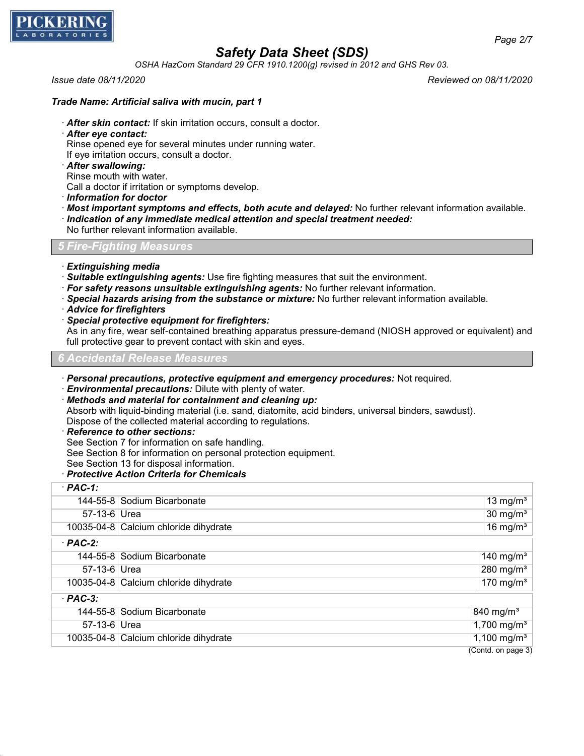**Trade Name: Artificial saliva with mucin, part 1**

- ***After skin contact:*** If skin irritation occurs, consult a doctor.
- ***After eye contact:***
  Rinse opened eye for several minutes under running water.
  If eye irritation occurs, consult a doctor.
- ***After swallowing:***
  Rinse mouth with water.
  Call a doctor if irritation or symptoms develop.
- ***Information for doctor***
- ***Most important symptoms and effects, both acute and delayed:*** No further relevant information available.
- ***Indication of any immediate medical attention and special treatment needed:***
  No further relevant information available.

## 5 Fire-Fighting Measures

- ***Extinguishing media***
- ***Suitable extinguishing agents:*** Use fire fighting measures that suit the environment.
- ***For safety reasons unsuitable extinguishing agents:*** No further relevant information.
- ***Special hazards arising from the substance or mixture:*** No further relevant information available.
- ***Advice for firefighters***
- ***Special protective equipment for firefighters:***
  As in any fire, wear self-contained breathing apparatus pressure-demand (NIOSH approved or equivalent) and full protective gear to prevent contact with skin and eyes.

## 6 Accidental Release Measures

- ***Personal precautions, protective equipment and emergency procedures:*** Not required.
- ***Environmental precautions:*** Dilute with plenty of water.
- ***Methods and material for containment and cleaning up:***
  Absorb with liquid-binding material (i.e. sand, diatomite, acid binders, universal binders, sawdust).
  Dispose of the collected material according to regulations.
- ***Reference to other sections:***
  See Section 7 for information on safe handling.
  See Section 8 for information on personal protection equipment.
  See Section 13 for disposal information.
- ***Protective Action Criteria for Chemicals***

| · ***PAC-1:*** | | |
|---|---|---|
| 144-55-8 | Sodium Bicarbonate | 13 mg/m³ |
| 57-13-6 | Urea | 30 mg/m³ |
| 10035-04-8 | Calcium chloride dihydrate | 16 mg/m³ |
| · ***PAC-2:*** | | |
| 144-55-8 | Sodium Bicarbonate | 140 mg/m³ |
| 57-13-6 | Urea | 280 mg/m³ |
| 10035-04-8 | Calcium chloride dihydrate | 170 mg/m³ |
| · ***PAC-3:*** | | |
| 144-55-8 | Sodium Bicarbonate | 840 mg/m³ |
| 57-13-6 | Urea | 1,700 mg/m³ |
| 10035-04-8 | Calcium chloride dihydrate | 1,100 mg/m³ |

(Contd. on page 3)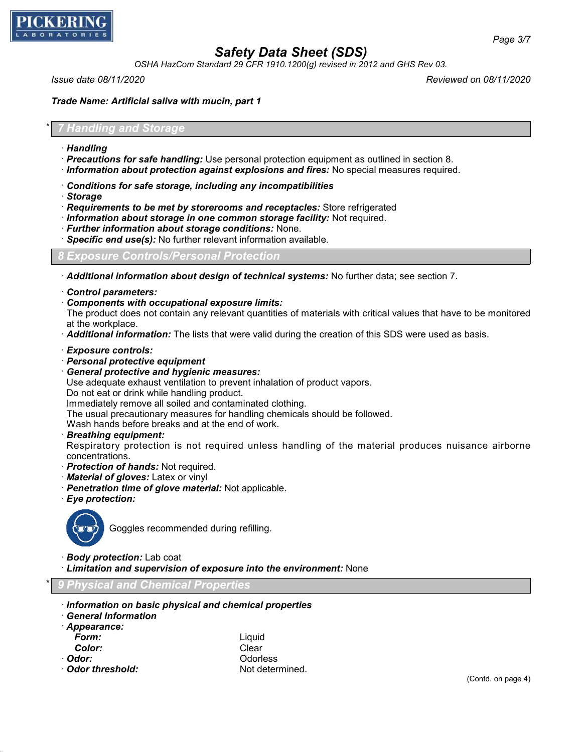**Trade Name: Artificial saliva with mucin, part 1**

## * 7 Handling and Storage

· **Handling**
· **Precautions for safe handling:** Use personal protection equipment as outlined in section 8.
· **Information about protection against explosions and fires:** No special measures required.

· **Conditions for safe storage, including any incompatibilities**
· **Storage**
· **Requirements to be met by storerooms and receptacles:** Store refrigerated
· **Information about storage in one common storage facility:** Not required.
· **Further information about storage conditions:** None.
· **Specific end use(s):** No further relevant information available.

## 8 Exposure Controls/Personal Protection

· **Additional information about design of technical systems:** No further data; see section 7.

· **Control parameters:**
· **Components with occupational exposure limits:**
The product does not contain any relevant quantities of materials with critical values that have to be monitored at the workplace.
· **Additional information:** The lists that were valid during the creation of this SDS were used as basis.

· **Exposure controls:**
· **Personal protective equipment**
· **General protective and hygienic measures:**
Use adequate exhaust ventilation to prevent inhalation of product vapors.
Do not eat or drink while handling product.
Immediately remove all soiled and contaminated clothing.
The usual precautionary measures for handling chemicals should be followed.
Wash hands before breaks and at the end of work.
· **Breathing equipment:**
Respiratory protection is not required unless handling of the material produces nuisance airborne concentrations.
· **Protection of hands:** Not required.
· **Material of gloves:** Latex or vinyl
· **Penetration time of glove material:** Not applicable.
· **Eye protection:**

Goggles recommended during refilling.

· **Body protection:** Lab coat
· **Limitation and supervision of exposure into the environment:** None

## * 9 Physical and Chemical Properties

· **Information on basic physical and chemical properties**
· **General Information**
· **Appearance:**

| | |
|---|---|
| **Form:** | Liquid |
| **Color:** | Clear |
| · **Odor:** | Odorless |
| · **Odor threshold:** | Not determined. |

(Contd. on page 4)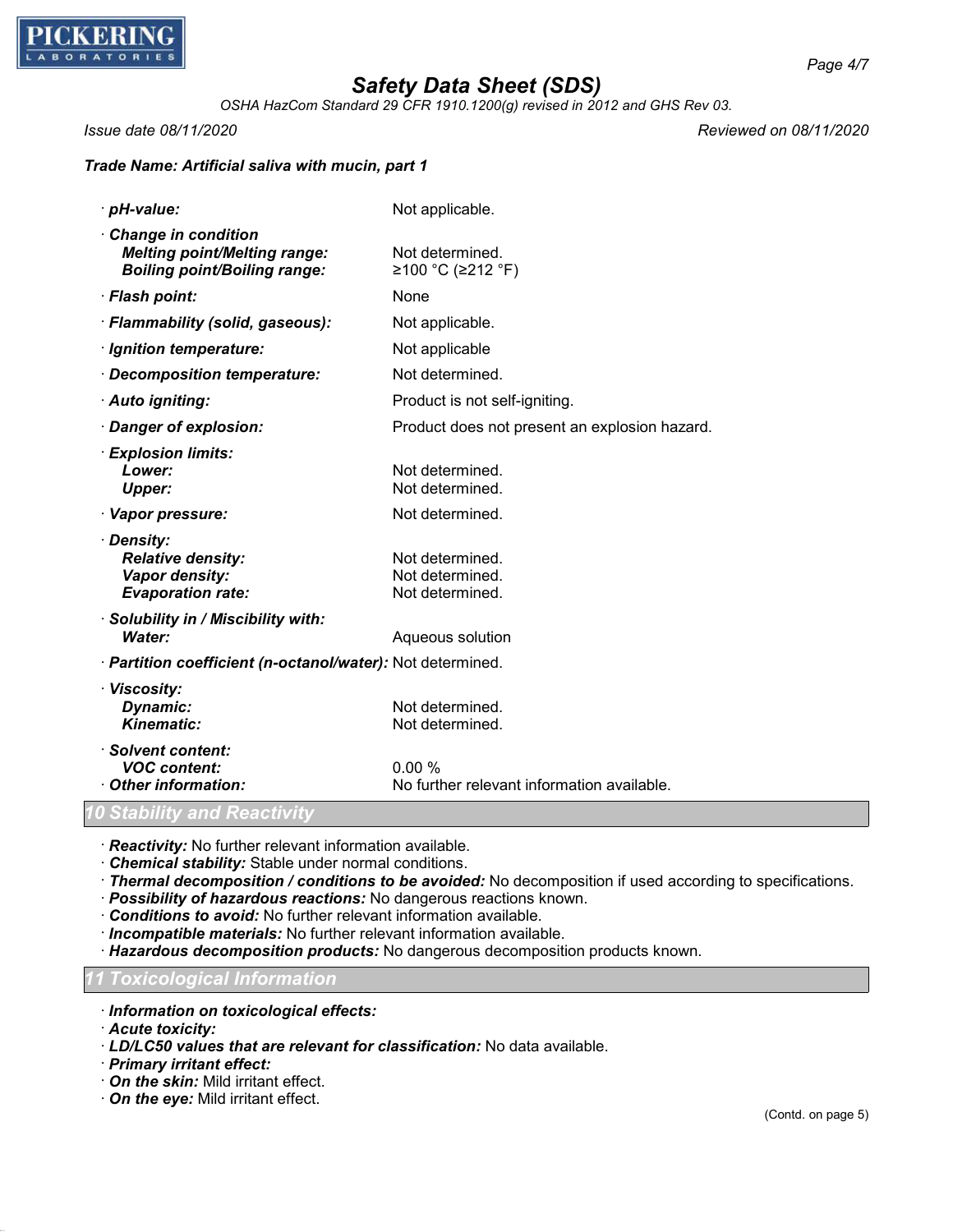*Trade Name: Artificial saliva with mucin, part 1*

| | |
|---|---|
| · ***pH-value:*** | Not applicable. |
| · ***Change in condition*** | |
| ***Melting point/Melting range:*** | Not determined. |
| ***Boiling point/Boiling range:*** | ≥100 °C (≥212 °F) |
| · ***Flash point:*** | None |
| · ***Flammability (solid, gaseous):*** | Not applicable. |
| · ***Ignition temperature:*** | Not applicable |
| · ***Decomposition temperature:*** | Not determined. |
| · ***Auto igniting:*** | Product is not self-igniting. |
| · ***Danger of explosion:*** | Product does not present an explosion hazard. |
| · ***Explosion limits:*** | |
| ***Lower:*** | Not determined. |
| ***Upper:*** | Not determined. |
| · ***Vapor pressure:*** | Not determined. |
| · ***Density:*** | |
| ***Relative density:*** | Not determined. |
| ***Vapor density:*** | Not determined. |
| ***Evaporation rate:*** | Not determined. |
| · ***Solubility in / Miscibility with:*** | |
| ***Water:*** | Aqueous solution |
| · ***Partition coefficient (n-octanol/water):*** | Not determined. |
| · ***Viscosity:*** | |
| ***Dynamic:*** | Not determined. |
| ***Kinematic:*** | Not determined. |
| · ***Solvent content:*** | |
| ***VOC content:*** | 0.00 % |
| · ***Other information:*** | No further relevant information available. |

## 10 Stability and Reactivity

- ***Reactivity:*** No further relevant information available.
- ***Chemical stability:*** Stable under normal conditions.
- ***Thermal decomposition / conditions to be avoided:*** No decomposition if used according to specifications.
- ***Possibility of hazardous reactions:*** No dangerous reactions known.
- ***Conditions to avoid:*** No further relevant information available.
- ***Incompatible materials:*** No further relevant information available.
- ***Hazardous decomposition products:*** No dangerous decomposition products known.

## 11 Toxicological Information

- ***Information on toxicological effects:***
- ***Acute toxicity:***
- ***LD/LC50 values that are relevant for classification:*** No data available.
- ***Primary irritant effect:***
- ***On the skin:*** Mild irritant effect.
- ***On the eye:*** Mild irritant effect.

(Contd. on page 5)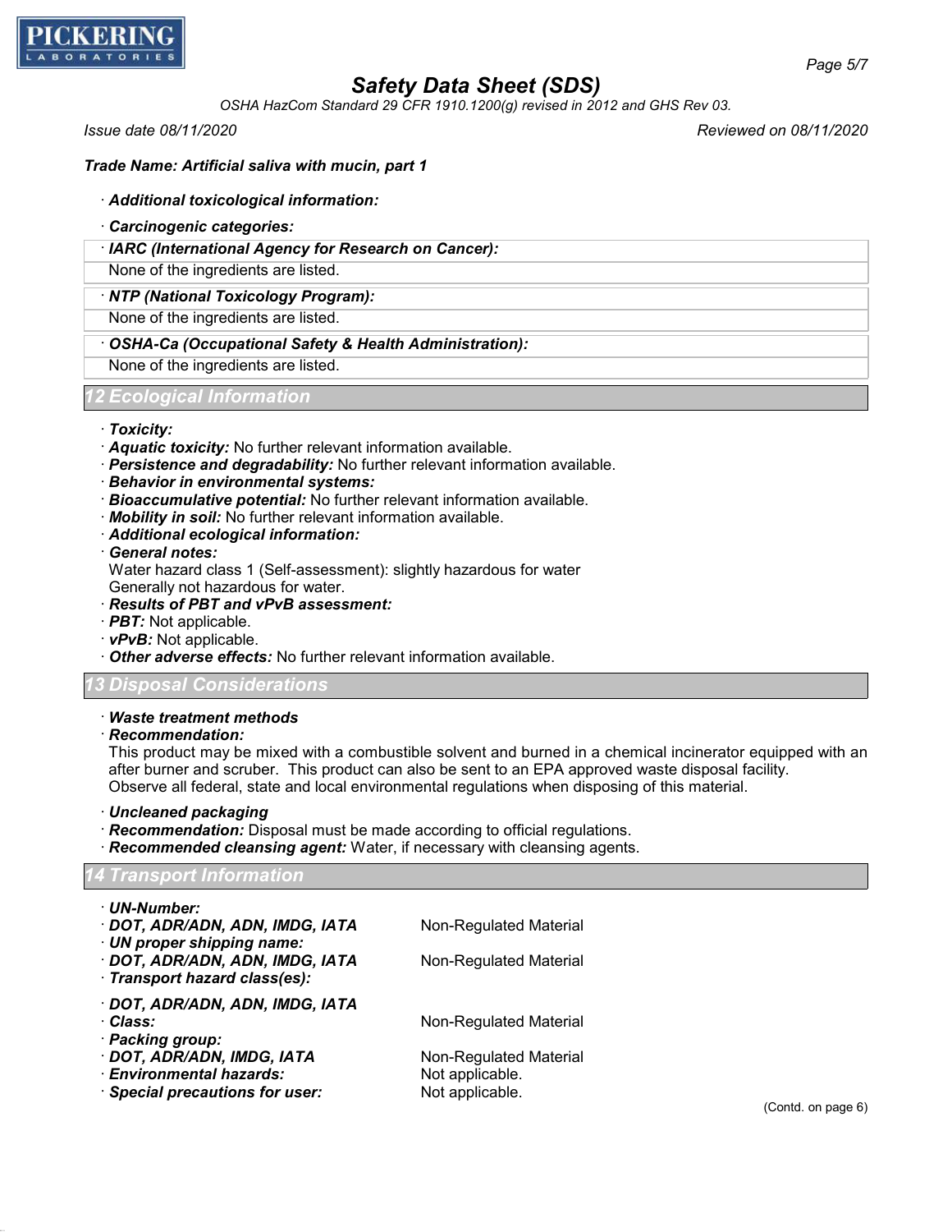**Trade Name: Artificial saliva with mucin, part 1**

· **Additional toxicological information:**

· **Carcinogenic categories:**

| · **IARC (International Agency for Research on Cancer):** |
|---|
| None of the ingredients are listed. |

| · **NTP (National Toxicology Program):** |
|---|
| None of the ingredients are listed. |

| · **OSHA-Ca (Occupational Safety & Health Administration):** |
|---|
| None of the ingredients are listed. |

## 12 Ecological Information

· **Toxicity:**
· **Aquatic toxicity:** No further relevant information available.
· **Persistence and degradability:** No further relevant information available.
· **Behavior in environmental systems:**
· **Bioaccumulative potential:** No further relevant information available.
· **Mobility in soil:** No further relevant information available.
· **Additional ecological information:**
· **General notes:**
Water hazard class 1 (Self-assessment): slightly hazardous for water
Generally not hazardous for water.
· **Results of PBT and vPvB assessment:**
· **PBT:** Not applicable.
· **vPvB:** Not applicable.
· **Other adverse effects:** No further relevant information available.

## 13 Disposal Considerations

· **Waste treatment methods**
· **Recommendation:**
This product may be mixed with a combustible solvent and burned in a chemical incinerator equipped with an after burner and scrubber. This product can also be sent to an EPA approved waste disposal facility.
Observe all federal, state and local environmental regulations when disposing of this material.

· **Uncleaned packaging**
· **Recommendation:** Disposal must be made according to official regulations.
· **Recommended cleansing agent:** Water, if necessary with cleansing agents.

## 14 Transport Information

| | |
|---|---|
| · **UN-Number:** | |
| · **DOT, ADR/ADN, ADN, IMDG, IATA** | Non-Regulated Material |
| · **UN proper shipping name:** | |
| · **DOT, ADR/ADN, ADN, IMDG, IATA** | Non-Regulated Material |
| · **Transport hazard class(es):** | |
| · **DOT, ADR/ADN, ADN, IMDG, IATA** | |
| · **Class:** | Non-Regulated Material |
| · **Packing group:** | |
| · **DOT, ADR/ADN, IMDG, IATA** | Non-Regulated Material |
| · **Environmental hazards:** | Not applicable. |
| · **Special precautions for user:** | Not applicable. |

(Contd. on page 6)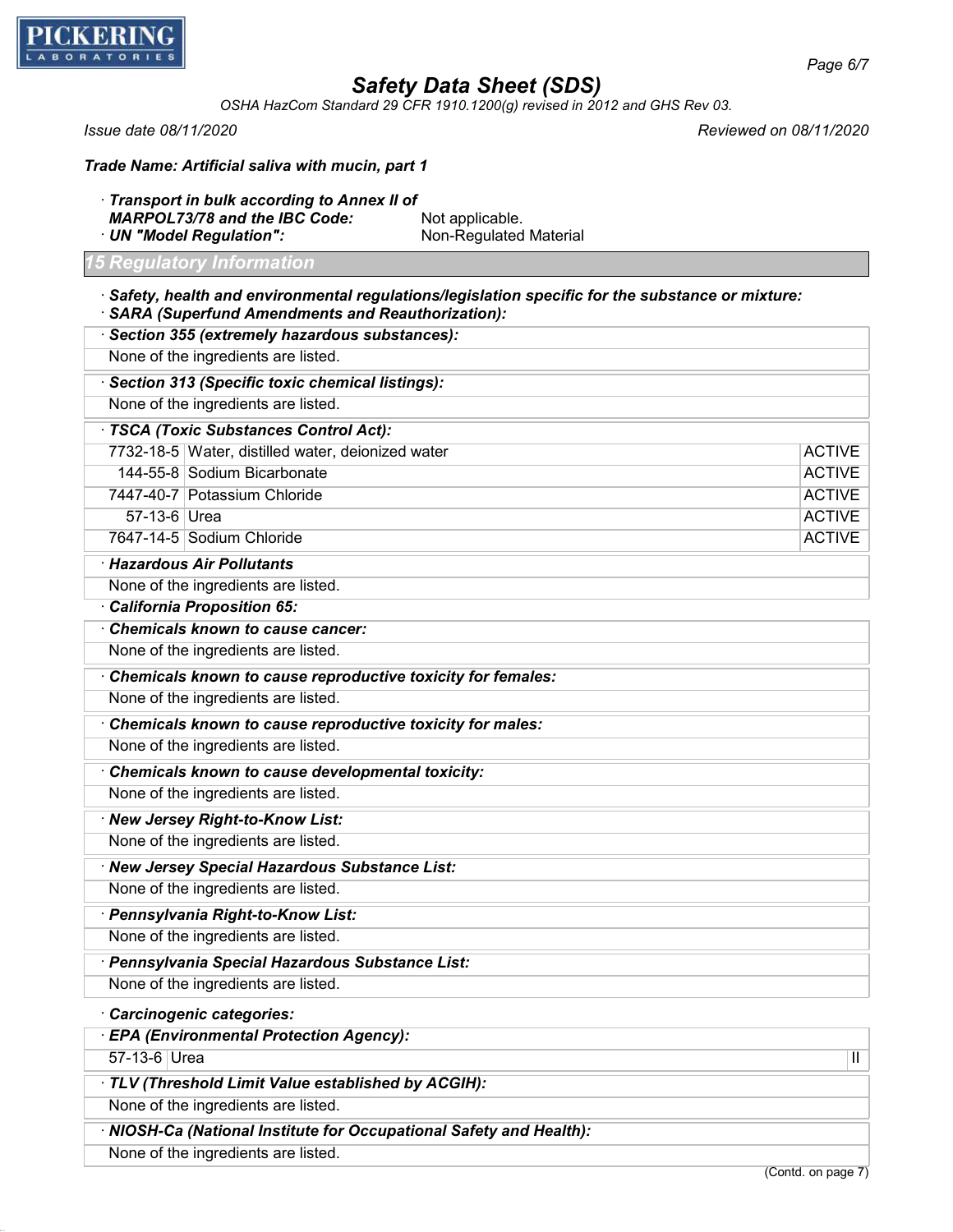Trade Name: **Artificial saliva with mucin, part 1**

· **Transport in bulk according to Annex II of MARPOL73/78 and the IBC Code:** Not applicable.

· **UN "Model Regulation":** Non-Regulated Material

## 15 Regulatory Information

· **Safety, health and environmental regulations/legislation specific for the substance or mixture:**

· **SARA (Superfund Amendments and Reauthorization):**

· **Section 355 (extremely hazardous substances):**

None of the ingredients are listed.

· **Section 313 (Specific toxic chemical listings):**

None of the ingredients are listed.

· **TSCA (Toxic Substances Control Act):**

| | | |
|---|---|---|
| 7732-18-5 | Water, distilled water, deionized water | ACTIVE |
| 144-55-8 | Sodium Bicarbonate | ACTIVE |
| 7447-40-7 | Potassium Chloride | ACTIVE |
| 57-13-6 | Urea | ACTIVE |
| 7647-14-5 | Sodium Chloride | ACTIVE |

· **Hazardous Air Pollutants**

None of the ingredients are listed.

· **California Proposition 65:**

· **Chemicals known to cause cancer:**

None of the ingredients are listed.

· **Chemicals known to cause reproductive toxicity for females:**

None of the ingredients are listed.

· **Chemicals known to cause reproductive toxicity for males:**

None of the ingredients are listed.

· **Chemicals known to cause developmental toxicity:**

None of the ingredients are listed.

· **New Jersey Right-to-Know List:**

None of the ingredients are listed.

· **New Jersey Special Hazardous Substance List:**

None of the ingredients are listed.

· **Pennsylvania Right-to-Know List:**

None of the ingredients are listed.

· **Pennsylvania Special Hazardous Substance List:**

None of the ingredients are listed.

· **Carcinogenic categories:**

· **EPA (Environmental Protection Agency):**

| | | |
|---|---|---|
| 57-13-6 | Urea | II |

· **TLV (Threshold Limit Value established by ACGIH):**

None of the ingredients are listed.

· **NIOSH-Ca (National Institute for Occupational Safety and Health):**

None of the ingredients are listed.

(Contd. on page 7)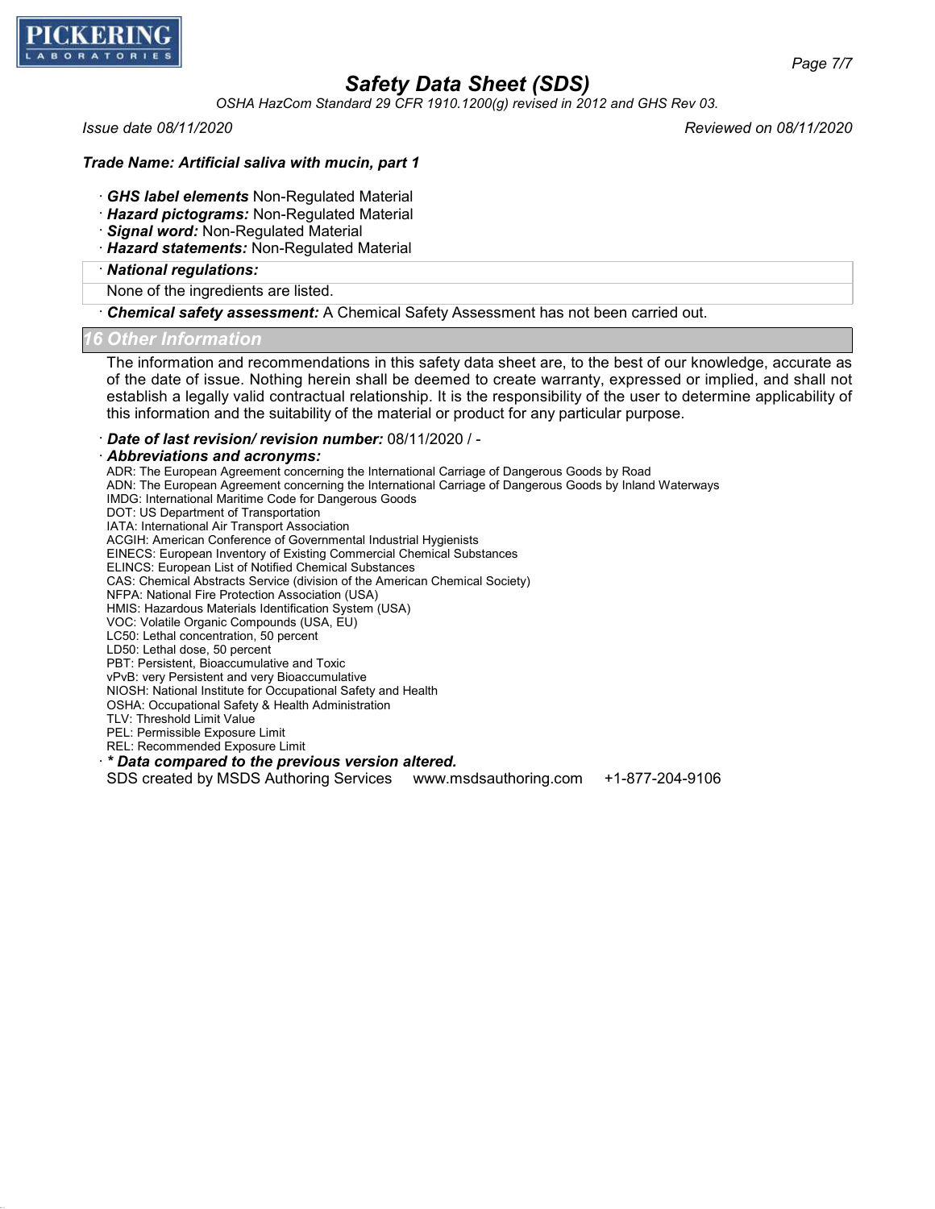**Trade Name: Artificial saliva with mucin, part 1**

- ***GHS label elements*** Non-Regulated Material
- ***Hazard pictograms:*** Non-Regulated Material
- ***Signal word:*** Non-Regulated Material
- ***Hazard statements:*** Non-Regulated Material
- ***National regulations:***

None of the ingredients are listed.

- ***Chemical safety assessment:*** A Chemical Safety Assessment has not been carried out.

## 16 Other Information

The information and recommendations in this safety data sheet are, to the best of our knowledge, accurate as of the date of issue. Nothing herein shall be deemed to create warranty, expressed or implied, and shall not establish a legally valid contractual relationship. It is the responsibility of the user to determine applicability of this information and the suitability of the material or product for any particular purpose.

- ***Date of last revision/ revision number:*** 08/11/2020 / -
- ***Abbreviations and acronyms:***

ADR: The European Agreement concerning the International Carriage of Dangerous Goods by Road
ADN: The European Agreement concerning the International Carriage of Dangerous Goods by Inland Waterways
IMDG: International Maritime Code for Dangerous Goods
DOT: US Department of Transportation
IATA: International Air Transport Association
ACGIH: American Conference of Governmental Industrial Hygienists
EINECS: European Inventory of Existing Commercial Chemical Substances
ELINCS: European List of Notified Chemical Substances
CAS: Chemical Abstracts Service (division of the American Chemical Society)
NFPA: National Fire Protection Association (USA)
HMIS: Hazardous Materials Identification System (USA)
VOC: Volatile Organic Compounds (USA, EU)
LC50: Lethal concentration, 50 percent
LD50: Lethal dose, 50 percent
PBT: Persistent, Bioaccumulative and Toxic
vPvB: very Persistent and very Bioaccumulative
NIOSH: National Institute for Occupational Safety and Health
OSHA: Occupational Safety & Health Administration
TLV: Threshold Limit Value
PEL: Permissible Exposure Limit
REL: Recommended Exposure Limit

- ***\* Data compared to the previous version altered.***

SDS created by MSDS Authoring Services www.msdsauthoring.com +1-877-204-9106